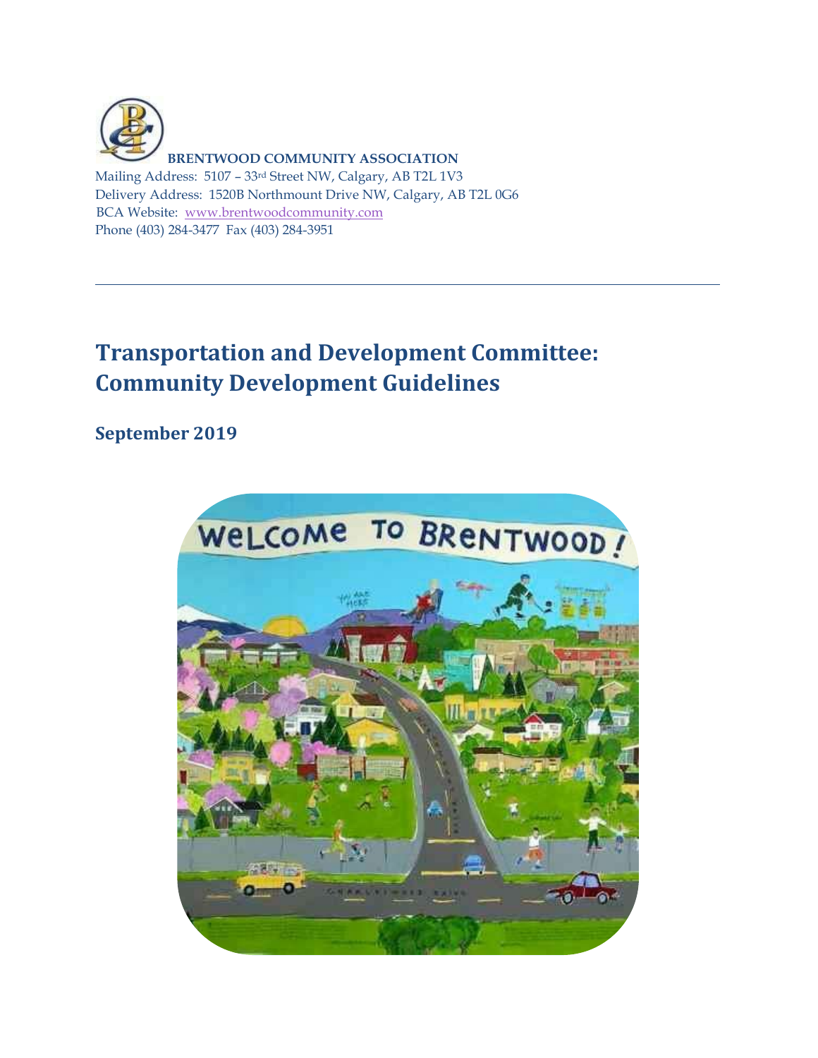**BRENTWOOD COMMUNITY ASSOCIATION**

Mailing Address: 5107 – 33rd Street NW, Calgary, AB T2L 1V3
Delivery Address: 1520B Northmount Drive NW, Calgary, AB T2L 0G6
BCA Website: [www.brentwoodcommunity.com](http://www.brentwoodcommunity.com)
Phone (403) 284-3477 Fax (403) 284-3951

---

# Transportation and Development Committee: Community Development Guidelines

## September 2019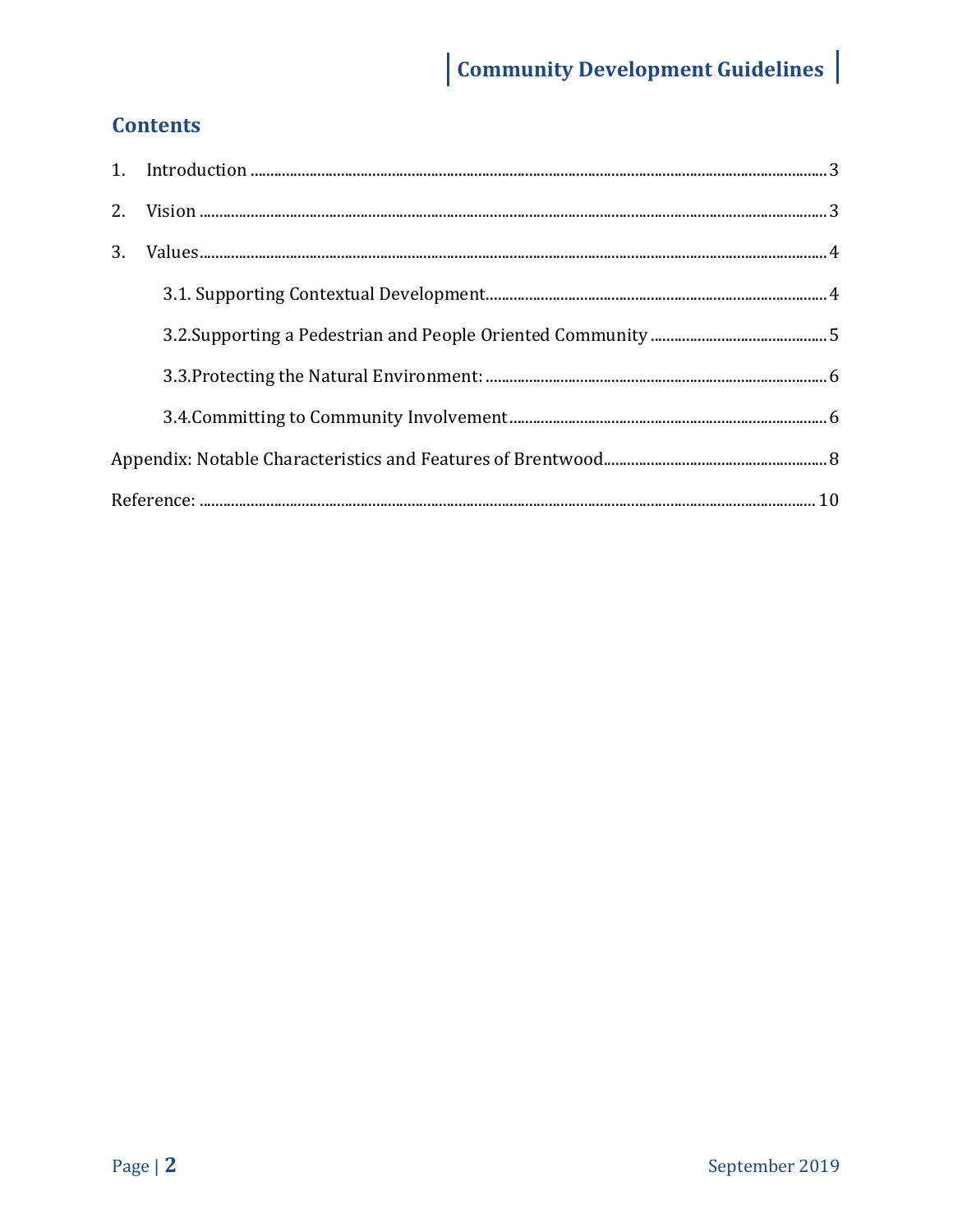## Contents

1. Introduction .......... 3
2. Vision .......... 3
3. Values .......... 4
    - 3.1. Supporting Contextual Development .......... 4
    - 3.2.Supporting a Pedestrian and People Oriented Community .......... 5
    - 3.3.Protecting the Natural Environment: .......... 6
    - 3.4.Committing to Community Involvement .......... 6

Appendix: Notable Characteristics and Features of Brentwood .......... 8

Reference: .......... 10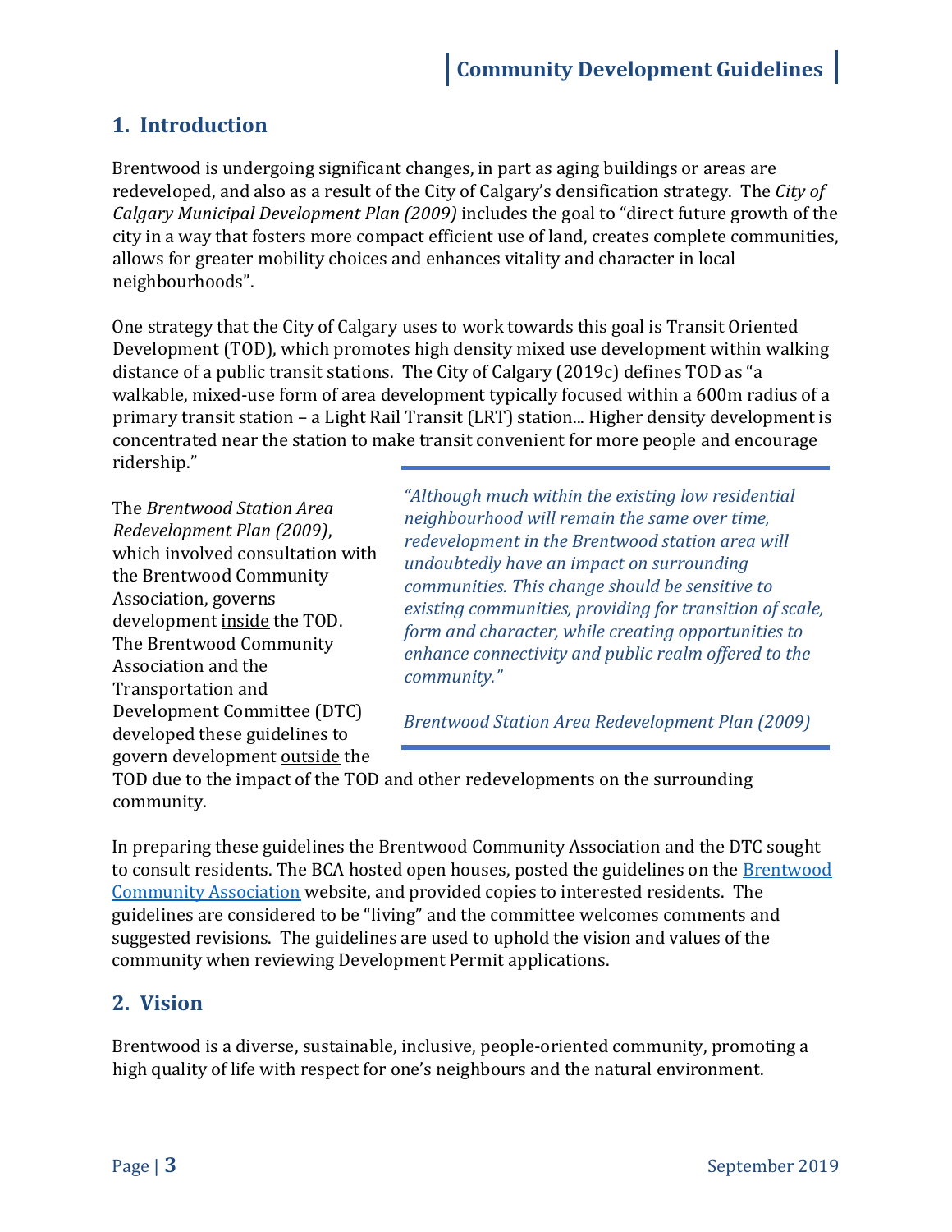## 1. Introduction

Brentwood is undergoing significant changes, in part as aging buildings or areas are redeveloped, and also as a result of the City of Calgary's densification strategy. The *City of Calgary Municipal Development Plan (2009)* includes the goal to "direct future growth of the city in a way that fosters more compact efficient use of land, creates complete communities, allows for greater mobility choices and enhances vitality and character in local neighbourhoods".

One strategy that the City of Calgary uses to work towards this goal is Transit Oriented Development (TOD), which promotes high density mixed use development within walking distance of a public transit stations. The City of Calgary (2019c) defines TOD as "a walkable, mixed-use form of area development typically focused within a 600m radius of a primary transit station – a Light Rail Transit (LRT) station... Higher density development is concentrated near the station to make transit convenient for more people and encourage ridership."

The *Brentwood Station Area Redevelopment Plan (2009)*, which involved consultation with the Brentwood Community Association, governs development <u>inside</u> the TOD. The Brentwood Community Association and the Transportation and Development Committee (DTC) developed these guidelines to govern development <u>outside</u> the TOD due to the impact of the TOD and other redevelopments on the surrounding community.

> *"Although much within the existing low residential neighbourhood will remain the same over time, redevelopment in the Brentwood station area will undoubtedly have an impact on surrounding communities. This change should be sensitive to existing communities, providing for transition of scale, form and character, while creating opportunities to enhance connectivity and public realm offered to the community."*
>
> *Brentwood Station Area Redevelopment Plan (2009)*

In preparing these guidelines the Brentwood Community Association and the DTC sought to consult residents. The BCA hosted open houses, posted the guidelines on the Brentwood Community Association website, and provided copies to interested residents. The guidelines are considered to be "living" and the committee welcomes comments and suggested revisions. The guidelines are used to uphold the vision and values of the community when reviewing Development Permit applications.

## 2. Vision

Brentwood is a diverse, sustainable, inclusive, people-oriented community, promoting a high quality of life with respect for one's neighbours and the natural environment.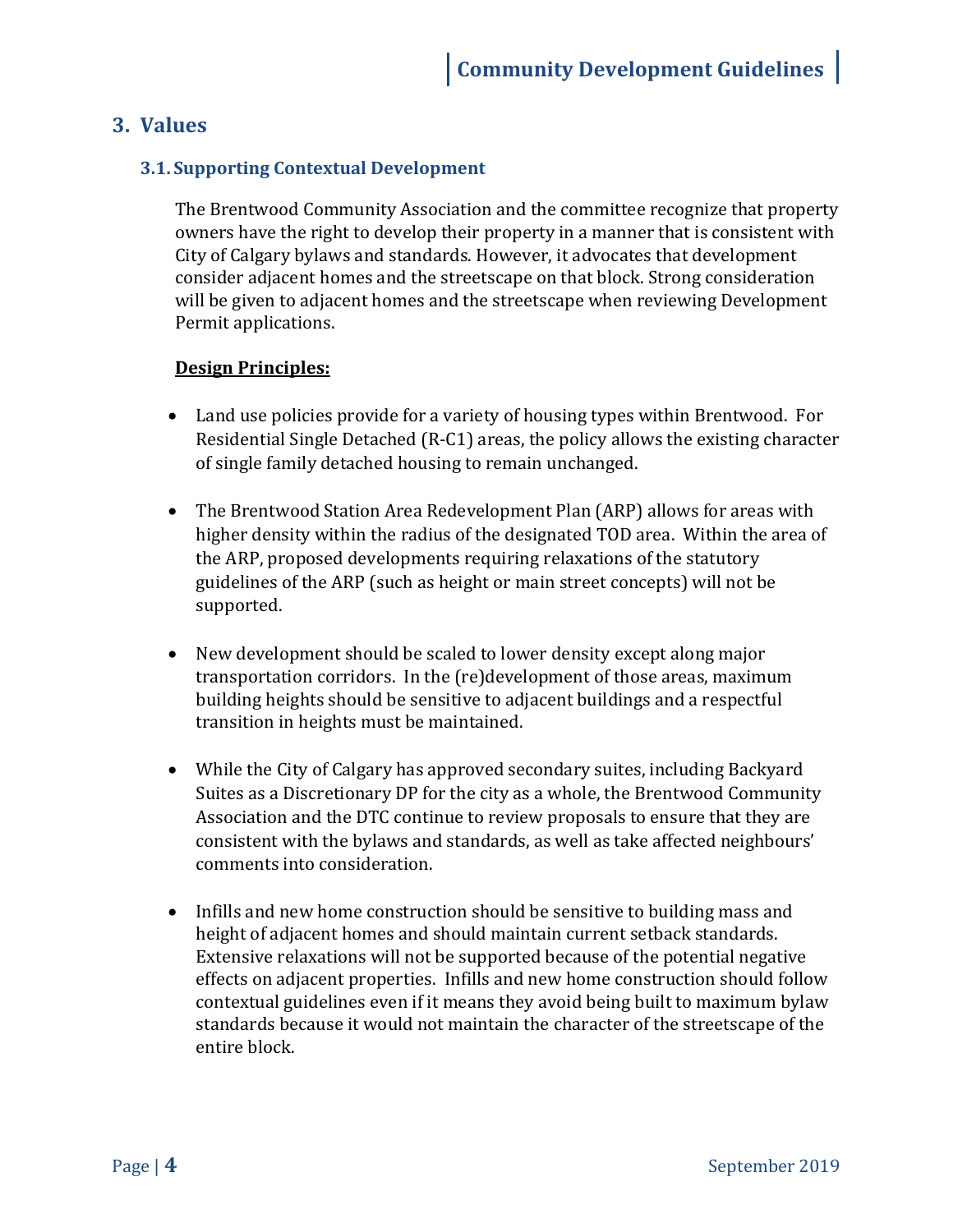## 3. Values

### 3.1. Supporting Contextual Development

The Brentwood Community Association and the committee recognize that property owners have the right to develop their property in a manner that is consistent with City of Calgary bylaws and standards. However, it advocates that development consider adjacent homes and the streetscape on that block. Strong consideration will be given to adjacent homes and the streetscape when reviewing Development Permit applications.

**Design Principles:**

- Land use policies provide for a variety of housing types within Brentwood. For Residential Single Detached (R-C1) areas, the policy allows the existing character of single family detached housing to remain unchanged.

- The Brentwood Station Area Redevelopment Plan (ARP) allows for areas with higher density within the radius of the designated TOD area. Within the area of the ARP, proposed developments requiring relaxations of the statutory guidelines of the ARP (such as height or main street concepts) will not be supported.

- New development should be scaled to lower density except along major transportation corridors. In the (re)development of those areas, maximum building heights should be sensitive to adjacent buildings and a respectful transition in heights must be maintained.

- While the City of Calgary has approved secondary suites, including Backyard Suites as a Discretionary DP for the city as a whole, the Brentwood Community Association and the DTC continue to review proposals to ensure that they are consistent with the bylaws and standards, as well as take affected neighbours' comments into consideration.

- Infills and new home construction should be sensitive to building mass and height of adjacent homes and should maintain current setback standards. Extensive relaxations will not be supported because of the potential negative effects on adjacent properties. Infills and new home construction should follow contextual guidelines even if it means they avoid being built to maximum bylaw standards because it would not maintain the character of the streetscape of the entire block.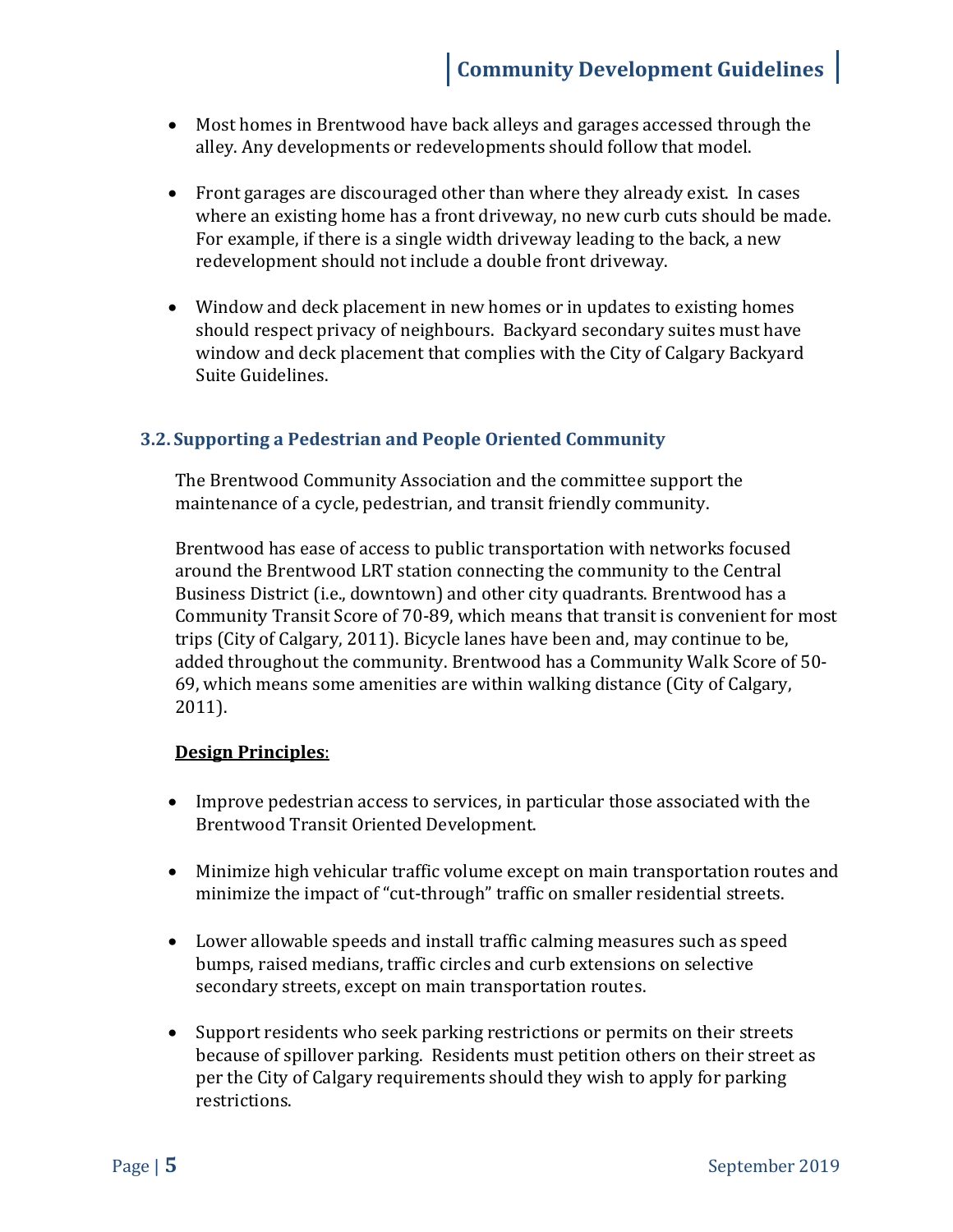- Most homes in Brentwood have back alleys and garages accessed through the alley. Any developments or redevelopments should follow that model.

- Front garages are discouraged other than where they already exist. In cases where an existing home has a front driveway, no new curb cuts should be made. For example, if there is a single width driveway leading to the back, a new redevelopment should not include a double front driveway.

- Window and deck placement in new homes or in updates to existing homes should respect privacy of neighbours. Backyard secondary suites must have window and deck placement that complies with the City of Calgary Backyard Suite Guidelines.

### 3.2. Supporting a Pedestrian and People Oriented Community

The Brentwood Community Association and the committee support the maintenance of a cycle, pedestrian, and transit friendly community.

Brentwood has ease of access to public transportation with networks focused around the Brentwood LRT station connecting the community to the Central Business District (i.e., downtown) and other city quadrants. Brentwood has a Community Transit Score of 70-89, which means that transit is convenient for most trips (City of Calgary, 2011). Bicycle lanes have been and, may continue to be, added throughout the community. Brentwood has a Community Walk Score of 50-69, which means some amenities are within walking distance (City of Calgary, 2011).

**Design Principles**:

- Improve pedestrian access to services, in particular those associated with the Brentwood Transit Oriented Development.

- Minimize high vehicular traffic volume except on main transportation routes and minimize the impact of "cut-through" traffic on smaller residential streets.

- Lower allowable speeds and install traffic calming measures such as speed bumps, raised medians, traffic circles and curb extensions on selective secondary streets, except on main transportation routes.

- Support residents who seek parking restrictions or permits on their streets because of spillover parking. Residents must petition others on their street as per the City of Calgary requirements should they wish to apply for parking restrictions.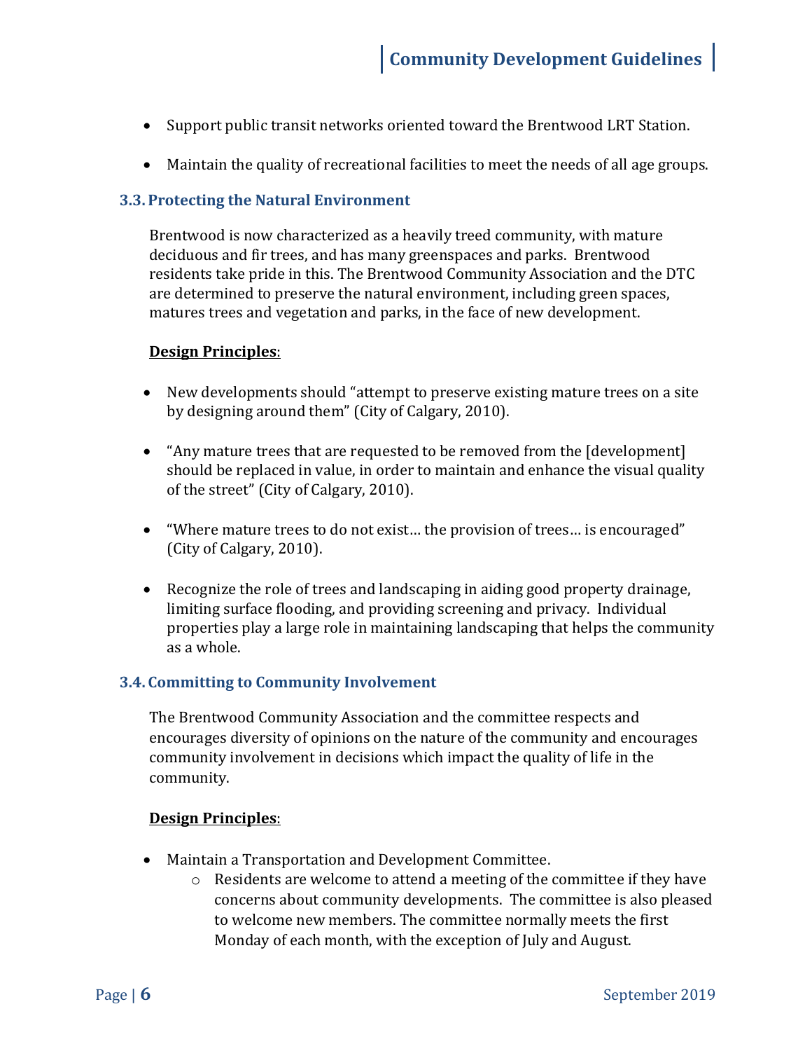- Support public transit networks oriented toward the Brentwood LRT Station.

- Maintain the quality of recreational facilities to meet the needs of all age groups.

### 3.3. Protecting the Natural Environment

Brentwood is now characterized as a heavily treed community, with mature deciduous and fir trees, and has many greenspaces and parks. Brentwood residents take pride in this. The Brentwood Community Association and the DTC are determined to preserve the natural environment, including green spaces, matures trees and vegetation and parks, in the face of new development.

**Design Principles**:

- New developments should "attempt to preserve existing mature trees on a site by designing around them" (City of Calgary, 2010).

- "Any mature trees that are requested to be removed from the [development] should be replaced in value, in order to maintain and enhance the visual quality of the street" (City of Calgary, 2010).

- "Where mature trees to do not exist… the provision of trees… is encouraged" (City of Calgary, 2010).

- Recognize the role of trees and landscaping in aiding good property drainage, limiting surface flooding, and providing screening and privacy. Individual properties play a large role in maintaining landscaping that helps the community as a whole.

### 3.4. Committing to Community Involvement

The Brentwood Community Association and the committee respects and encourages diversity of opinions on the nature of the community and encourages community involvement in decisions which impact the quality of life in the community.

**Design Principles**:

- Maintain a Transportation and Development Committee.
  - Residents are welcome to attend a meeting of the committee if they have concerns about community developments. The committee is also pleased to welcome new members. The committee normally meets the first Monday of each month, with the exception of July and August.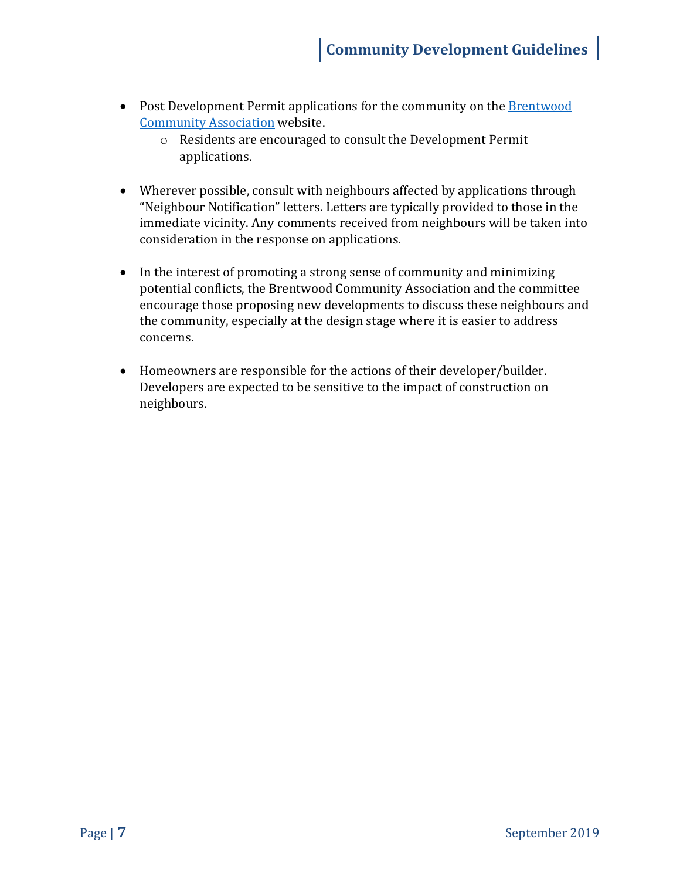- Post Development Permit applications for the community on the [Brentwood Community Association]() website.
    - Residents are encouraged to consult the Development Permit applications.

- Wherever possible, consult with neighbours affected by applications through "Neighbour Notification" letters. Letters are typically provided to those in the immediate vicinity. Any comments received from neighbours will be taken into consideration in the response on applications.

- In the interest of promoting a strong sense of community and minimizing potential conflicts, the Brentwood Community Association and the committee encourage those proposing new developments to discuss these neighbours and the community, especially at the design stage where it is easier to address concerns.

- Homeowners are responsible for the actions of their developer/builder. Developers are expected to be sensitive to the impact of construction on neighbours.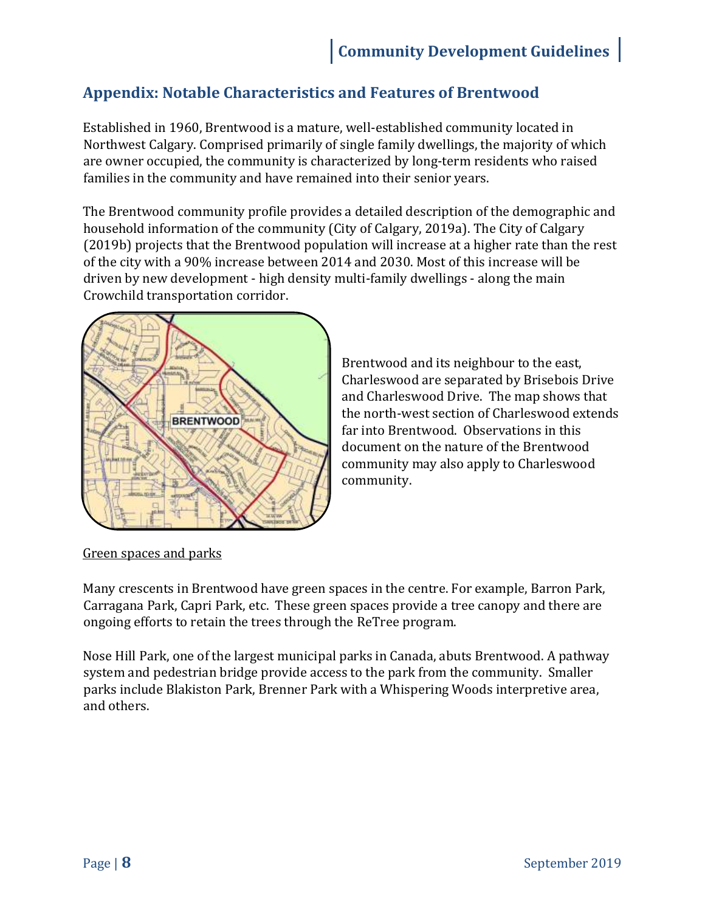## Appendix: Notable Characteristics and Features of Brentwood

Established in 1960, Brentwood is a mature, well-established community located in Northwest Calgary. Comprised primarily of single family dwellings, the majority of which are owner occupied, the community is characterized by long-term residents who raised families in the community and have remained into their senior years.

The Brentwood community profile provides a detailed description of the demographic and household information of the community (City of Calgary, 2019a). The City of Calgary (2019b) projects that the Brentwood population will increase at a higher rate than the rest of the city with a 90% increase between 2014 and 2030. Most of this increase will be driven by new development - high density multi-family dwellings - along the main Crowchild transportation corridor.

Brentwood and its neighbour to the east, Charleswood are separated by Brisebois Drive and Charleswood Drive. The map shows that the north-west section of Charleswood extends far into Brentwood. Observations in this document on the nature of the Brentwood community may also apply to Charleswood community.

Green spaces and parks

Many crescents in Brentwood have green spaces in the centre. For example, Barron Park, Carragana Park, Capri Park, etc. These green spaces provide a tree canopy and there are ongoing efforts to retain the trees through the ReTree program.

Nose Hill Park, one of the largest municipal parks in Canada, abuts Brentwood. A pathway system and pedestrian bridge provide access to the park from the community. Smaller parks include Blakiston Park, Brenner Park with a Whispering Woods interpretive area, and others.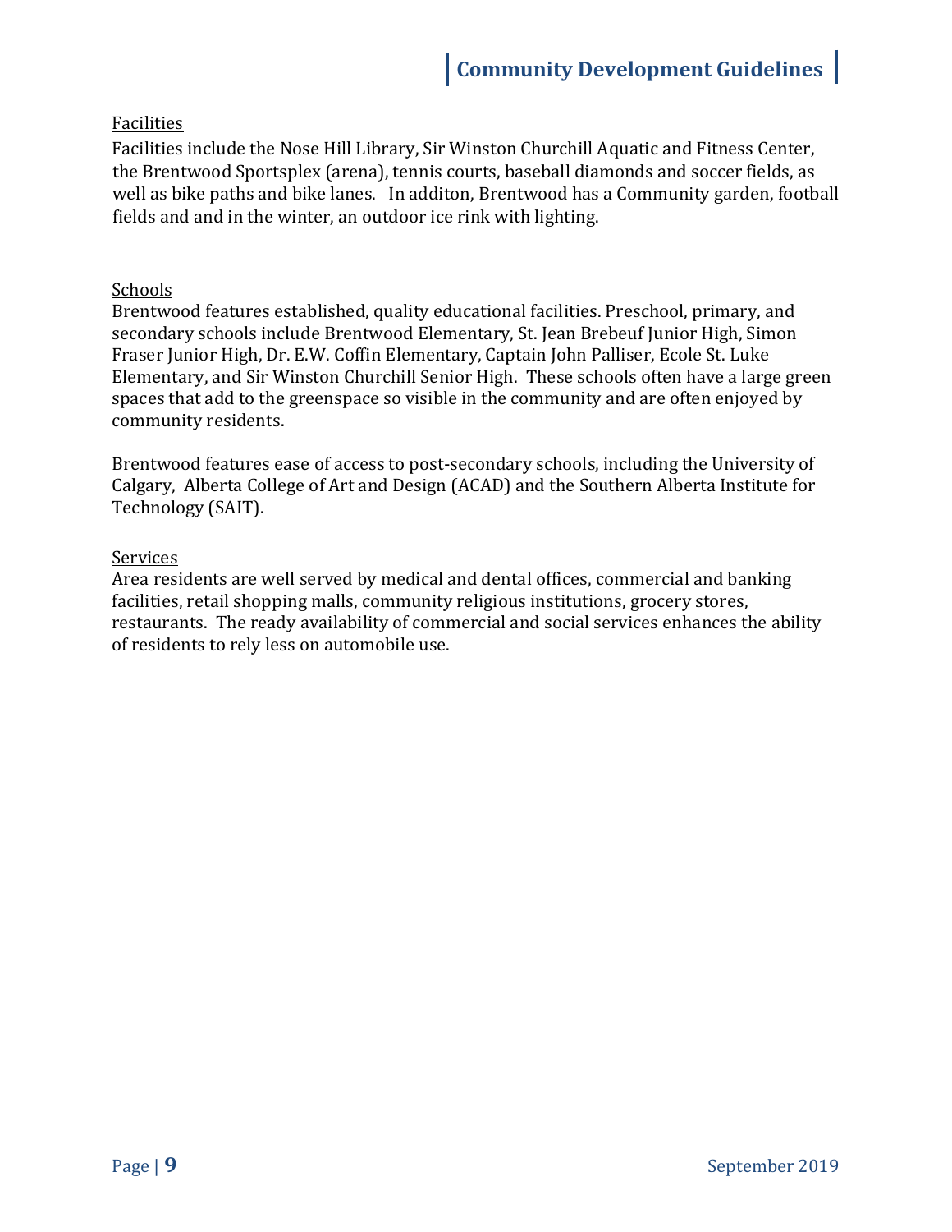## Facilities

Facilities include the Nose Hill Library, Sir Winston Churchill Aquatic and Fitness Center, the Brentwood Sportsplex (arena), tennis courts, baseball diamonds and soccer fields, as well as bike paths and bike lanes. In additon, Brentwood has a Community garden, football fields and and in the winter, an outdoor ice rink with lighting.

## Schools

Brentwood features established, quality educational facilities. Preschool, primary, and secondary schools include Brentwood Elementary, St. Jean Brebeuf Junior High, Simon Fraser Junior High, Dr. E.W. Coffin Elementary, Captain John Palliser, Ecole St. Luke Elementary, and Sir Winston Churchill Senior High. These schools often have a large green spaces that add to the greenspace so visible in the community and are often enjoyed by community residents.

Brentwood features ease of access to post-secondary schools, including the University of Calgary, Alberta College of Art and Design (ACAD) and the Southern Alberta Institute for Technology (SAIT).

## Services

Area residents are well served by medical and dental offices, commercial and banking facilities, retail shopping malls, community religious institutions, grocery stores, restaurants. The ready availability of commercial and social services enhances the ability of residents to rely less on automobile use.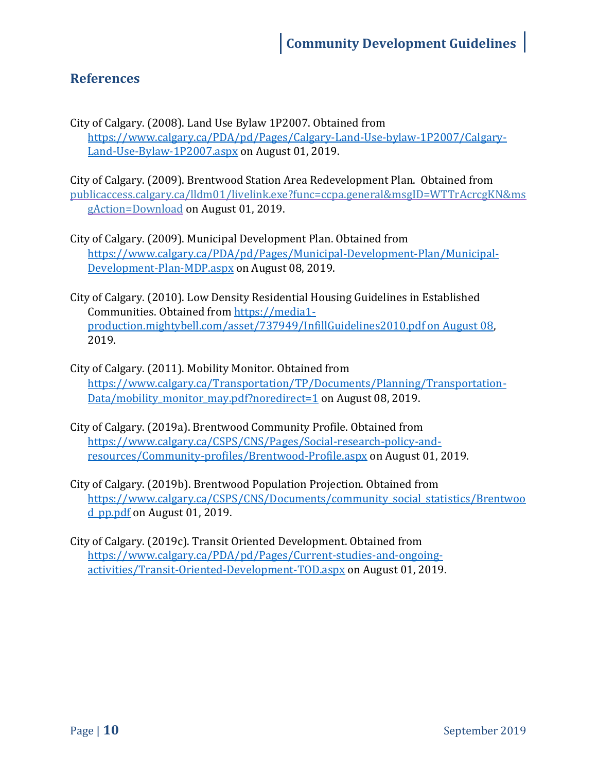## References

City of Calgary. (2008). Land Use Bylaw 1P2007. Obtained from https://www.calgary.ca/PDA/pd/Pages/Calgary-Land-Use-bylaw-1P2007/Calgary-Land-Use-Bylaw-1P2007.aspx on August 01, 2019.

City of Calgary. (2009). Brentwood Station Area Redevelopment Plan. Obtained from publicaccess.calgary.ca/lldm01/livelink.exe?func=ccpa.general&msgID=WTTrAcrcgKN&msgAction=Download on August 01, 2019.

City of Calgary. (2009). Municipal Development Plan. Obtained from https://www.calgary.ca/PDA/pd/Pages/Municipal-Development-Plan/Municipal-Development-Plan-MDP.aspx on August 08, 2019.

City of Calgary. (2010). Low Density Residential Housing Guidelines in Established Communities. Obtained from https://media1-production.mightybell.com/asset/737949/InfillGuidelines2010.pdf on August 08, 2019.

City of Calgary. (2011). Mobility Monitor. Obtained from https://www.calgary.ca/Transportation/TP/Documents/Planning/Transportation-Data/mobility_monitor_may.pdf?noredirect=1 on August 08, 2019.

City of Calgary. (2019a). Brentwood Community Profile. Obtained from https://www.calgary.ca/CSPS/CNS/Pages/Social-research-policy-and-resources/Community-profiles/Brentwood-Profile.aspx on August 01, 2019.

City of Calgary. (2019b). Brentwood Population Projection. Obtained from https://www.calgary.ca/CSPS/CNS/Documents/community_social_statistics/Brentwood_pp.pdf on August 01, 2019.

City of Calgary. (2019c). Transit Oriented Development. Obtained from https://www.calgary.ca/PDA/pd/Pages/Current-studies-and-ongoing-activities/Transit-Oriented-Development-TOD.aspx on August 01, 2019.